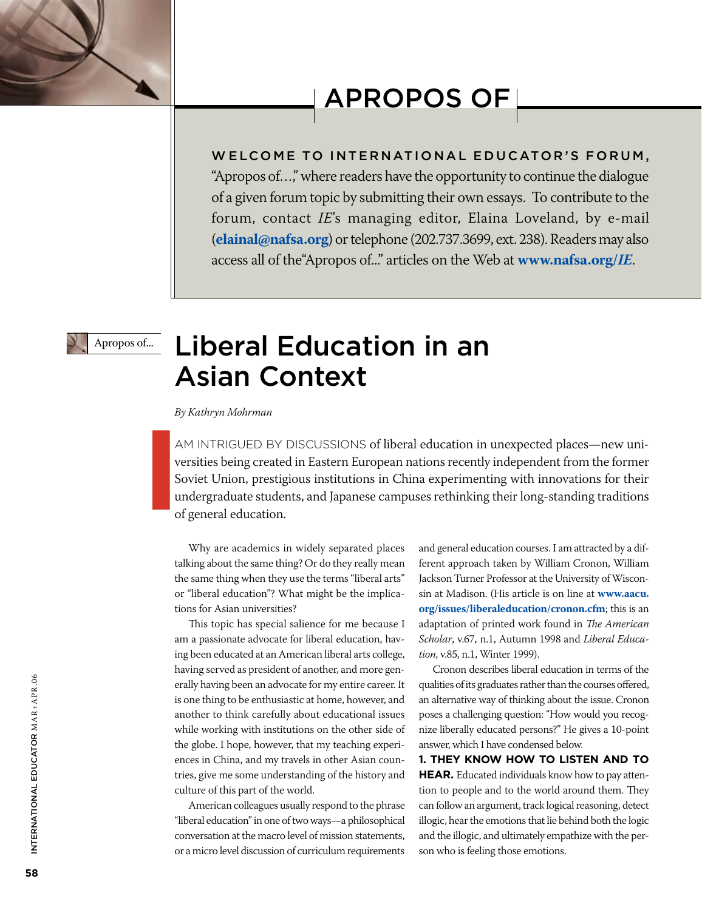# APROPOS OF

**WELCOME TO INTERNATIONAL EDUCATOR'S FORUM,** "Apropos of…," where readers have the opportunity to continue the dialogue of a given forum topic by submitting their own essays. To contribute to the forum, contact *IE*'s managing editor, Elaina Loveland, by e-mail (**elainal@nafsa.org**) or telephone (202.737.3699, ext. 238). Readers may also access all of the "Apropos of..." articles on the Web at **www.nafsa.org/*IE***.

Apropos of...

## Liberal Education in an Asian Context

*By Kathryn Mohrman*

I AM INTRIGUED BY DISCUSSIONS of liberal education in unexpected places—new universities being created in Eastern European nations recently independent from the former Soviet Union, prestigious institutions in China experimenting with innovations for their undergraduate students, and Japanese campuses rethinking their long-standing traditions of general education.

Why are academics in widely separated places talking about the same thing? Or do they really mean the same thing when they use the terms "liberal arts" or "liberal education"? What might be the implications for Asian universities?

This topic has special salience for me because I am a passionate advocate for liberal education, having been educated at an American liberal arts college, having served as president of another, and more generally having been an advocate for my entire career. It is one thing to be enthusiastic at home, however, and another to think carefully about educational issues while working with institutions on the other side of the globe. I hope, however, that my teaching experiences in China, and my travels in other Asian countries, give me some understanding of the history and culture of this part of the world.

American colleagues usually respond to the phrase "liberal education" in one of two ways—a philosophical conversation at the macro level of mission statements, or a micro level discussion of curriculum requirements and general education courses. I am attracted by a different approach taken by William Cronon, William Jackson Turner Professor at the University of Wisconsin at Madison. (His article is on line at **www.aacu.org/issues/liberaleducation/cronon.cfm**; this is an adaptation of printed work found in *The American Scholar*, v.67, n.1, Autumn 1998 and *Liberal Education*, v.85, n.1, Winter 1999).

Cronon describes liberal education in terms of the qualities of its graduates rather than the courses offered, an alternative way of thinking about the issue. Cronon poses a challenging question: "How would you recognize liberally educated persons?" He gives a 10-point answer, which I have condensed below.

**1. THEY KNOW HOW TO LISTEN AND TO HEAR.** Educated individuals know how to pay attention to people and to the world around them. They can follow an argument, track logical reasoning, detect illogic, hear the emotions that lie behind both the logic and the illogic, and ultimately empathize with the person who is feeling those emotions.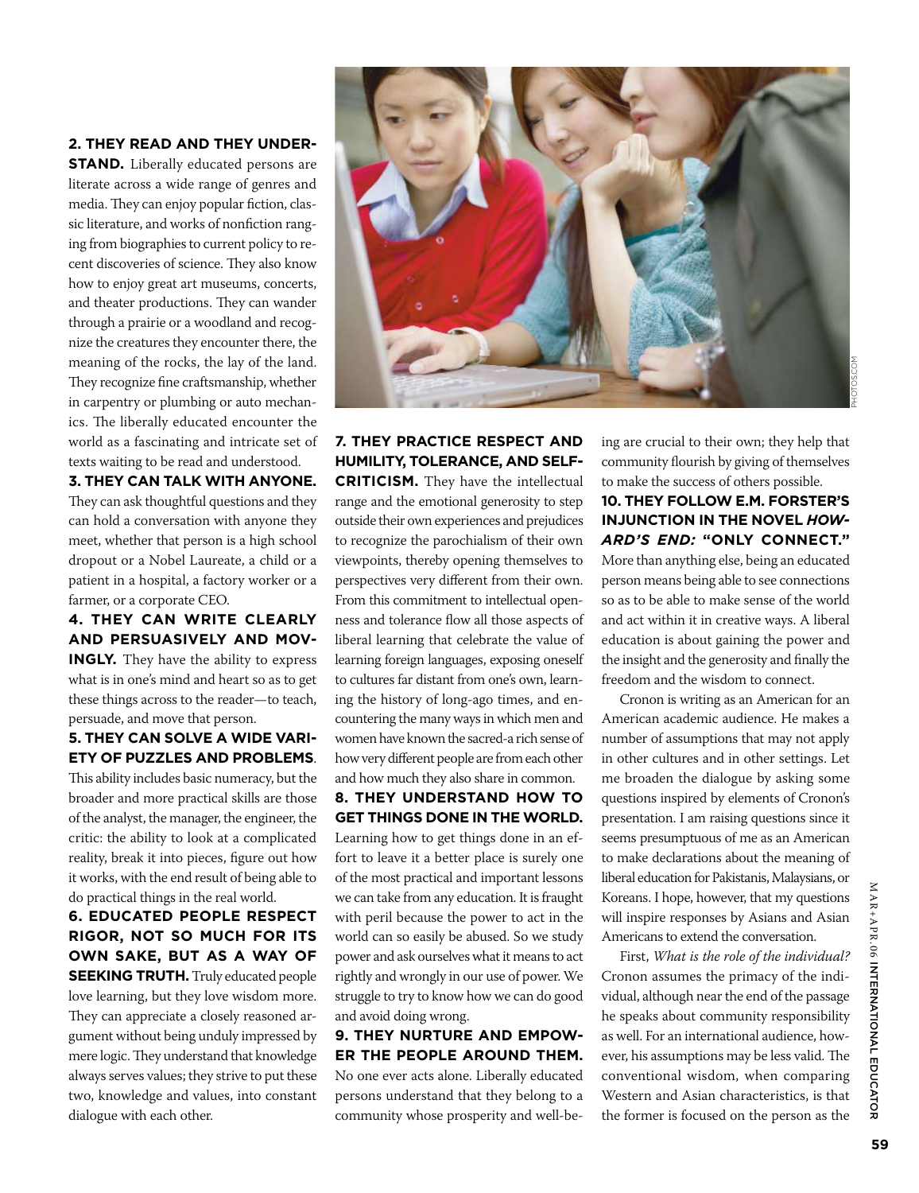**2. THEY READ AND THEY UNDERSTAND.** Liberally educated persons are literate across a wide range of genres and media. They can enjoy popular fiction, classic literature, and works of nonfiction ranging from biographies to current policy to recent discoveries of science. They also know how to enjoy great art museums, concerts, and theater productions. They can wander through a prairie or a woodland and recognize the creatures they encounter there, the meaning of the rocks, the lay of the land. They recognize fine craftsmanship, whether in carpentry or plumbing or auto mechanics. The liberally educated encounter the world as a fascinating and intricate set of texts waiting to be read and understood.

**3. THEY CAN TALK WITH ANYONE.** They can ask thoughtful questions and they can hold a conversation with anyone they meet, whether that person is a high school dropout or a Nobel Laureate, a child or a patient in a hospital, a factory worker or a farmer, or a corporate CEO.

**4. THEY CAN WRITE CLEARLY AND PERSUASIVELY AND MOVINGLY.** They have the ability to express what is in one's mind and heart so as to get these things across to the reader—to teach, persuade, and move that person.

**5. THEY CAN SOLVE A WIDE VARIETY OF PUZZLES AND PROBLEMS**. This ability includes basic numeracy, but the broader and more practical skills are those of the analyst, the manager, the engineer, the critic: the ability to look at a complicated reality, break it into pieces, figure out how it works, with the end result of being able to do practical things in the real world.

**6. EDUCATED PEOPLE RESPECT RIGOR, NOT SO MUCH FOR ITS OWN SAKE, BUT AS A WAY OF SEEKING TRUTH.** Truly educated people love learning, but they love wisdom more. They can appreciate a closely reasoned argument without being unduly impressed by mere logic. They understand that knowledge always serves values; they strive to put these two, knowledge and values, into constant dialogue with each other.

PHOTOS.COM

**7. THEY PRACTICE RESPECT AND HUMILITY, TOLERANCE, AND SELF-CRITICISM.** They have the intellectual range and the emotional generosity to step outside their own experiences and prejudices to recognize the parochialism of their own viewpoints, thereby opening themselves to perspectives very different from their own. From this commitment to intellectual openness and tolerance flow all those aspects of liberal learning that celebrate the value of learning foreign languages, exposing oneself to cultures far distant from one's own, learning the history of long-ago times, and encountering the many ways in which men and women have known the sacred-a rich sense of how very different people are from each other and how much they also share in common.

**8. THEY UNDERSTAND HOW TO GET THINGS DONE IN THE WORLD.** Learning how to get things done in an effort to leave it a better place is surely one of the most practical and important lessons we can take from any education. It is fraught with peril because the power to act in the world can so easily be abused. So we study power and ask ourselves what it means to act rightly and wrongly in our use of power. We struggle to try to know how we can do good and avoid doing wrong.

**9. THEY NURTURE AND EMPOWER THE PEOPLE AROUND THEM.** No one ever acts alone. Liberally educated persons understand that they belong to a community whose prosperity and well-being are crucial to their own; they help that community flourish by giving of themselves to make the success of others possible.

**10. THEY FOLLOW E.M. FORSTER'S INJUNCTION IN THE NOVEL *HOWARD'S END:* "ONLY CONNECT."** More than anything else, being an educated person means being able to see connections so as to be able to make sense of the world and act within it in creative ways. A liberal education is about gaining the power and the insight and the generosity and finally the freedom and the wisdom to connect.

Cronon is writing as an American for an American academic audience. He makes a number of assumptions that may not apply in other cultures and in other settings. Let me broaden the dialogue by asking some questions inspired by elements of Cronon's presentation. I am raising questions since it seems presumptuous of me as an American to make declarations about the meaning of liberal education for Pakistanis, Malaysians, or Koreans. I hope, however, that my questions will inspire responses by Asians and Asian Americans to extend the conversation.

First, *What is the role of the individual?* Cronon assumes the primacy of the individual, although near the end of the passage he speaks about community responsibility as well. For an international audience, however, his assumptions may be less valid. The conventional wisdom, when comparing Western and Asian characteristics, is that the former is focused on the person as the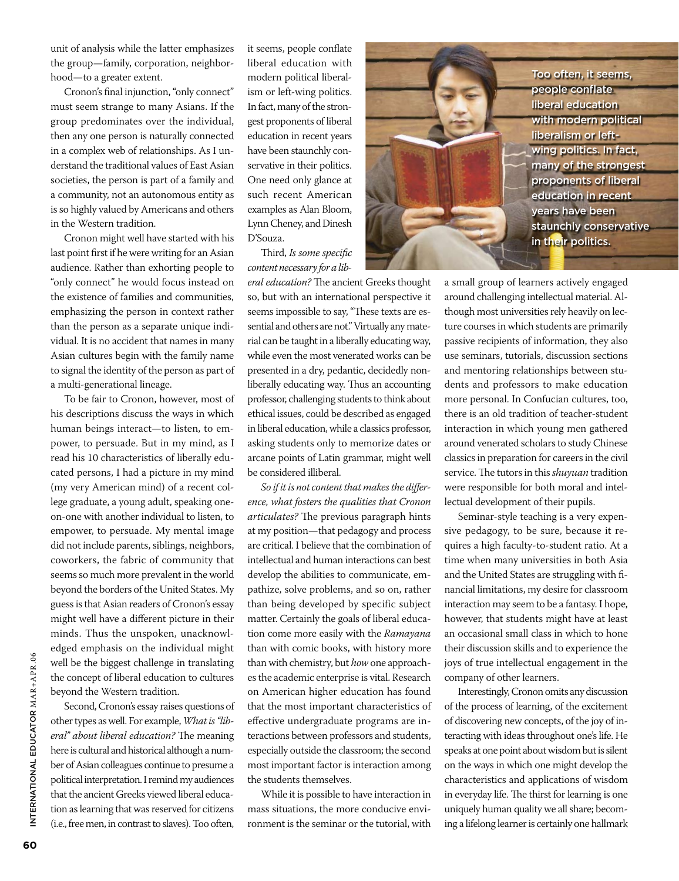unit of analysis while the latter emphasizes the group—family, corporation, neighborhood—to a greater extent.

Cronon's final injunction, "only connect" must seem strange to many Asians. If the group predominates over the individual, then any one person is naturally connected in a complex web of relationships. As I understand the traditional values of East Asian societies, the person is part of a family and a community, not an autonomous entity as is so highly valued by Americans and others in the Western tradition.

Cronon might well have started with his last point first if he were writing for an Asian audience. Rather than exhorting people to "only connect" he would focus instead on the existence of families and communities, emphasizing the person in context rather than the person as a separate unique individual. It is no accident that names in many Asian cultures begin with the family name to signal the identity of the person as part of a multi-generational lineage.

To be fair to Cronon, however, most of his descriptions discuss the ways in which human beings interact—to listen, to empower, to persuade. But in my mind, as I read his 10 characteristics of liberally educated persons, I had a picture in my mind (my very American mind) of a recent college graduate, a young adult, speaking one-on-one with another individual to listen, to empower, to persuade. My mental image did not include parents, siblings, neighbors, coworkers, the fabric of community that seems so much more prevalent in the world beyond the borders of the United States. My guess is that Asian readers of Cronon's essay might well have a different picture in their minds. Thus the unspoken, unacknowledged emphasis on the individual might well be the biggest challenge in translating the concept of liberal education to cultures beyond the Western tradition.

Second, Cronon's essay raises questions of other types as well. For example, *What is "liberal" about liberal education?* The meaning here is cultural and historical although a number of Asian colleagues continue to presume a political interpretation. I remind my audiences that the ancient Greeks viewed liberal education as learning that was reserved for citizens (i.e., free men, in contrast to slaves). Too often, it seems, people conflate liberal education with modern political liberalism or left-wing politics. In fact, many of the strongest proponents of liberal education in recent years have been staunchly conservative in their politics. One need only glance at such recent American examples as Alan Bloom, Lynn Cheney, and Dinesh D'Souza.

Too often, it seems, people conflate liberal education with modern political liberalism or left-wing politics. In fact, many of the strongest proponents of liberal education in recent years have been staunchly conservative in their politics.

Third, *Is some specific content necessary for a liberal education?* The ancient Greeks thought so, but with an international perspective it seems impossible to say, "These texts are essential and others are not." Virtually any material can be taught in a liberally educating way, while even the most venerated works can be presented in a dry, pedantic, decidedly non-liberally educating way. Thus an accounting professor, challenging students to think about ethical issues, could be described as engaged in liberal education, while a classics professor, asking students only to memorize dates or arcane points of Latin grammar, might well be considered illiberal.

*So if it is not content that makes the difference, what fosters the qualities that Cronon articulates?* The previous paragraph hints at my position—that pedagogy and process are critical. I believe that the combination of intellectual and human interactions can best develop the abilities to communicate, empathize, solve problems, and so on, rather than being developed by specific subject matter. Certainly the goals of liberal education come more easily with the *Ramayana* than with comic books, with history more than with chemistry, but *how* one approaches the academic enterprise is vital. Research on American higher education has found that the most important characteristics of effective undergraduate programs are interactions between professors and students, especially outside the classroom; the second most important factor is interaction among the students themselves.

While it is possible to have interaction in mass situations, the more conducive environment is the seminar or the tutorial, with a small group of learners actively engaged around challenging intellectual material. Although most universities rely heavily on lecture courses in which students are primarily passive recipients of information, they also use seminars, tutorials, discussion sections and mentoring relationships between students and professors to make education more personal. In Confucian cultures, too, there is an old tradition of teacher-student interaction in which young men gathered around venerated scholars to study Chinese classics in preparation for careers in the civil service. The tutors in this *shuyuan* tradition were responsible for both moral and intellectual development of their pupils.

Seminar-style teaching is a very expensive pedagogy, to be sure, because it requires a high faculty-to-student ratio. At a time when many universities in both Asia and the United States are struggling with financial limitations, my desire for classroom interaction may seem to be a fantasy. I hope, however, that students might have at least an occasional small class in which to hone their discussion skills and to experience the joys of true intellectual engagement in the company of other learners.

Interestingly, Cronon omits any discussion of the process of learning, of the excitement of discovering new concepts, of the joy of interacting with ideas throughout one's life. He speaks at one point about wisdom but is silent on the ways in which one might develop the characteristics and applications of wisdom in everyday life. The thirst for learning is one uniquely human quality we all share; becoming a lifelong learner is certainly one hallmark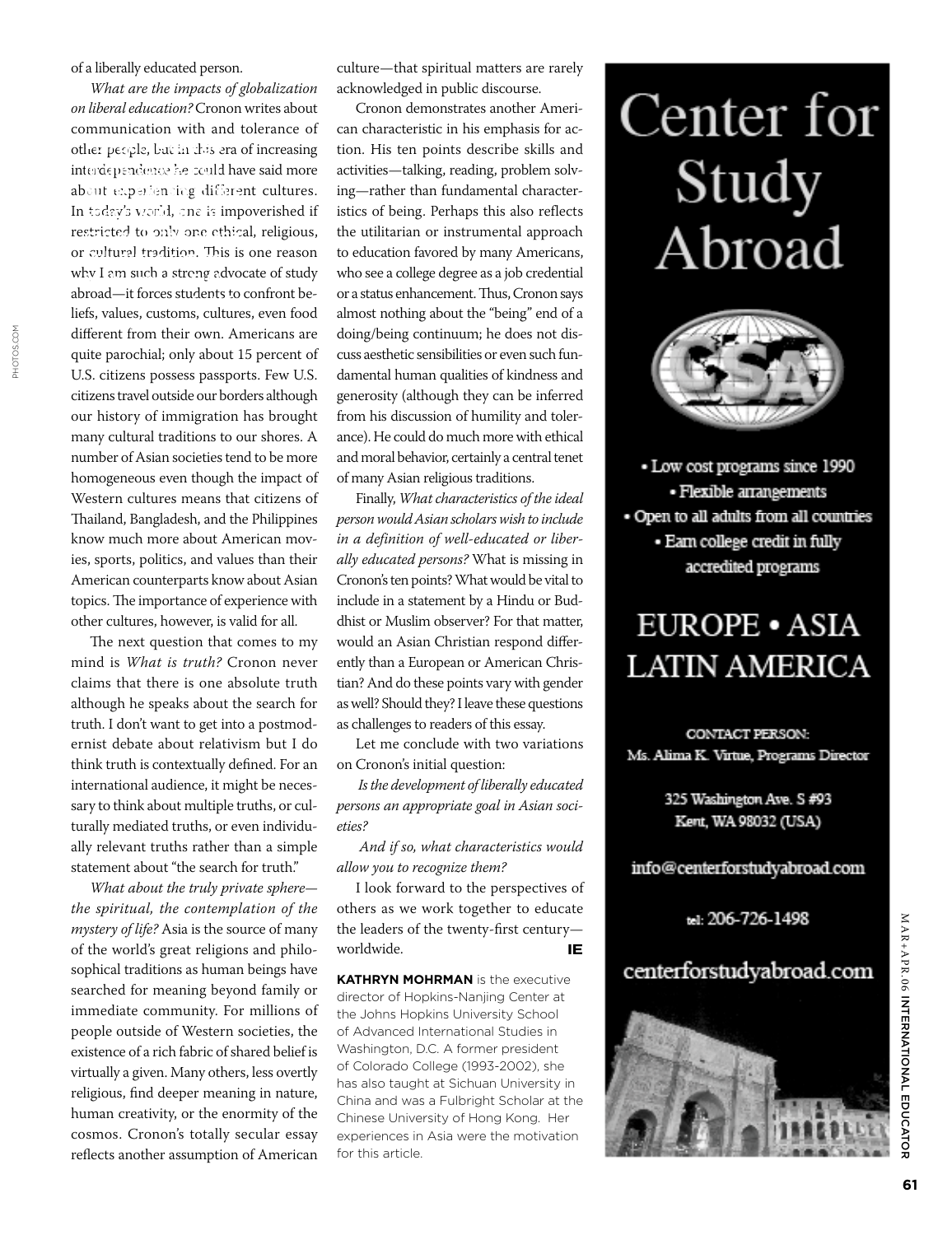of a liberally educated person.

*What are the impacts of globalization on liberal education?* Cronon writes about communication with and tolerance of other people, but in this era of increasing interdependence he could have said more about experiencing different cultures. In today's world, one is impoverished if restricted to only one ethical, religious, or cultural tradition. This is one reason why I am such a strong advocate of study abroad—it forces students to confront beliefs, values, customs, cultures, even food different from their own. Americans are quite parochial; only about 15 percent of U.S. citizens possess passports. Few U.S. citizens travel outside our borders although our history of immigration has brought many cultural traditions to our shores. A number of Asian societies tend to be more homogeneous even though the impact of Western cultures means that citizens of Thailand, Bangladesh, and the Philippines know much more about American movies, sports, politics, and values than their American counterparts know about Asian topics. The importance of experience with other cultures, however, is valid for all.

The next question that comes to my mind is *What is truth?* Cronon never claims that there is one absolute truth although he speaks about the search for truth. I don't want to get into a postmodernist debate about relativism but I do think truth is contextually defined. For an international audience, it might be necessary to think about multiple truths, or culturally mediated truths, or even individually relevant truths rather than a simple statement about "the search for truth."

*What about the truly private sphere—the spiritual, the contemplation of the mystery of life?* Asia is the source of many of the world's great religions and philosophical traditions as human beings have searched for meaning beyond family or immediate community. For millions of people outside of Western societies, the existence of a rich fabric of shared belief is virtually a given. Many others, less overtly religious, find deeper meaning in nature, human creativity, or the enormity of the cosmos. Cronon's totally secular essay reflects another assumption of American culture—that spiritual matters are rarely acknowledged in public discourse.

Cronon demonstrates another American characteristic in his emphasis for action. His ten points describe skills and activities—talking, reading, problem solving—rather than fundamental characteristics of being. Perhaps this also reflects the utilitarian or instrumental approach to education favored by many Americans, who see a college degree as a job credential or a status enhancement. Thus, Cronon says almost nothing about the "being" end of a doing/being continuum; he does not discuss aesthetic sensibilities or even such fundamental human qualities of kindness and generosity (although they can be inferred from his discussion of humility and tolerance). He could do much more with ethical and moral behavior, certainly a central tenet of many Asian religious traditions.

Finally, *What characteristics of the ideal person would Asian scholars wish to include in a definition of well-educated or liberally educated persons?* What is missing in Cronon's ten points? What would be vital to include in a statement by a Hindu or Buddhist or Muslim observer? For that matter, would an Asian Christian respond differently than a European or American Christian? And do these points vary with gender as well? Should they? I leave these questions as challenges to readers of this essay.

Let me conclude with two variations on Cronon's initial question:

*Is the development of liberally educated persons an appropriate goal in Asian societies?*

*And if so, what characteristics would allow you to recognize them?*

I look forward to the perspectives of others as we work together to educate the leaders of the twenty-first century—worldwide. **IE**

**KATHRYN MOHRMAN** is the executive director of Hopkins-Nanjing Center at the Johns Hopkins University School of Advanced International Studies in Washington, D.C. A former president of Colorado College (1993-2002), she has also taught at Sichuan University in China and was a Fulbright Scholar at the Chinese University of Hong Kong. Her experiences in Asia were the motivation for this article.

# Center for Study Abroad

- Low cost programs since 1990
- Flexible arrangements
- Open to all adults from all countries
- Earn college credit in fully accredited programs

EUROPE • ASIA
LATIN AMERICA

CONTACT PERSON:
Ms. Alima K. Virtue, Programs Director

325 Washington Ave. S #93
Kent, WA 98032 (USA)

info@centerforstudyabroad.com

tel: 206-726-1498

centerforstudyabroad.com